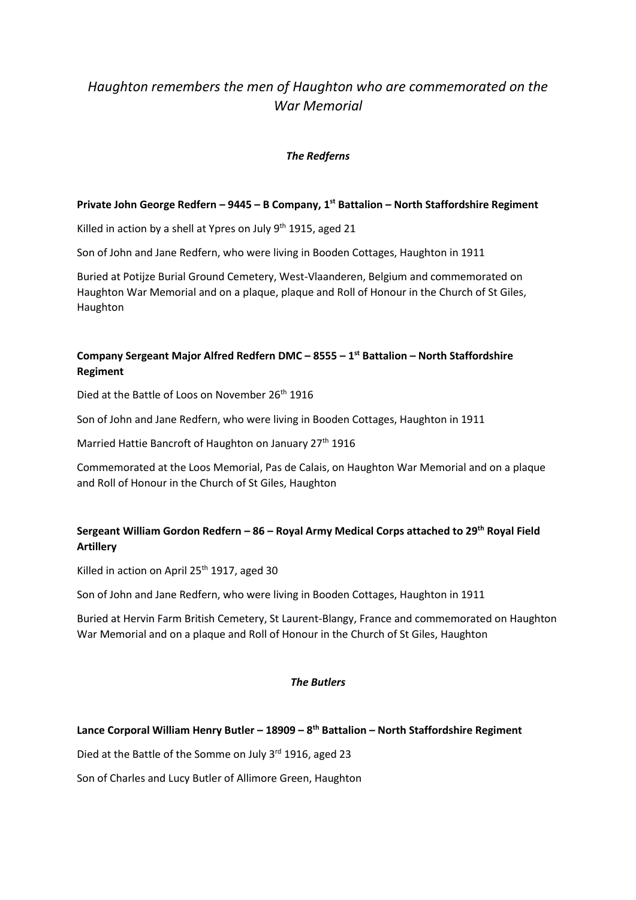# *Haughton remembers the men of Haughton who are commemorated on the War Memorial*

### *The Redferns*

**Private John George Redfern – 9445 – B Company, 1st Battalion – North Staffordshire Regiment**

Killed in action by a shell at Ypres on July 9th 1915, aged 21

Son of John and Jane Redfern, who were living in Booden Cottages, Haughton in 1911

Buried at Potijze Burial Ground Cemetery, West-Vlaanderen, Belgium and commemorated on Haughton War Memorial and on a plaque, plaque and Roll of Honour in the Church of St Giles, Haughton

**Company Sergeant Major Alfred Redfern DMC – 8555 – 1st Battalion – North Staffordshire Regiment**

Died at the Battle of Loos on November 26th 1916

Son of John and Jane Redfern, who were living in Booden Cottages, Haughton in 1911

Married Hattie Bancroft of Haughton on January 27th 1916

Commemorated at the Loos Memorial, Pas de Calais, on Haughton War Memorial and on a plaque and Roll of Honour in the Church of St Giles, Haughton

**Sergeant William Gordon Redfern – 86 – Royal Army Medical Corps attached to 29th Royal Field Artillery**

Killed in action on April 25th 1917, aged 30

Son of John and Jane Redfern, who were living in Booden Cottages, Haughton in 1911

Buried at Hervin Farm British Cemetery, St Laurent-Blangy, France and commemorated on Haughton War Memorial and on a plaque and Roll of Honour in the Church of St Giles, Haughton

### *The Butlers*

**Lance Corporal William Henry Butler – 18909 – 8th Battalion – North Staffordshire Regiment**

Died at the Battle of the Somme on July 3rd 1916, aged 23

Son of Charles and Lucy Butler of Allimore Green, Haughton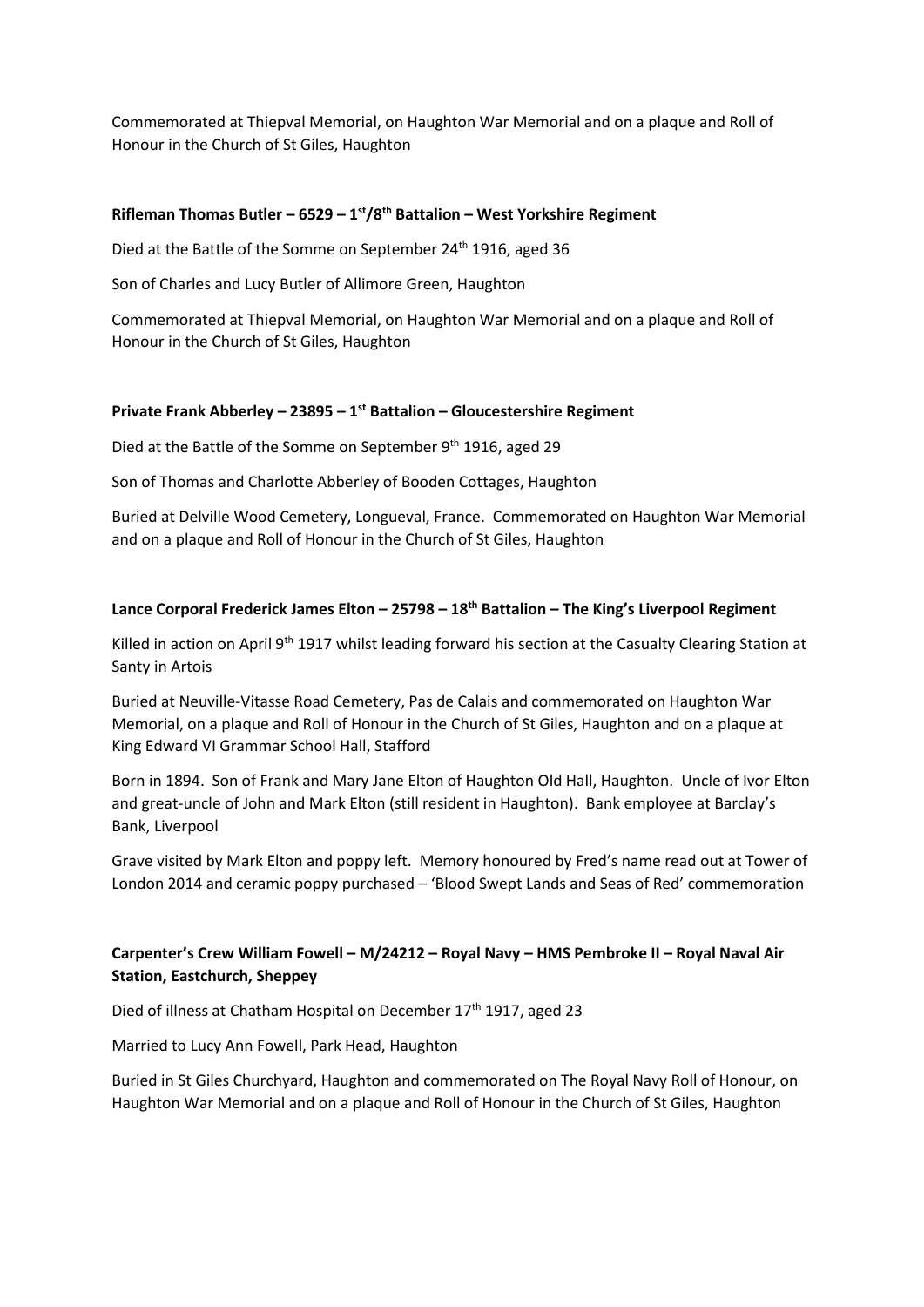Commemorated at Thiepval Memorial, on Haughton War Memorial and on a plaque and Roll of Honour in the Church of St Giles, Haughton

**Rifleman Thomas Butler – 6529 – 1st/8th Battalion – West Yorkshire Regiment**

Died at the Battle of the Somme on September 24th 1916, aged 36

Son of Charles and Lucy Butler of Allimore Green, Haughton

Commemorated at Thiepval Memorial, on Haughton War Memorial and on a plaque and Roll of Honour in the Church of St Giles, Haughton

**Private Frank Abberley – 23895 – 1st Battalion – Gloucestershire Regiment**

Died at the Battle of the Somme on September 9th 1916, aged 29

Son of Thomas and Charlotte Abberley of Booden Cottages, Haughton

Buried at Delville Wood Cemetery, Longueval, France. Commemorated on Haughton War Memorial and on a plaque and Roll of Honour in the Church of St Giles, Haughton

**Lance Corporal Frederick James Elton – 25798 – 18th Battalion – The King's Liverpool Regiment**

Killed in action on April 9th 1917 whilst leading forward his section at the Casualty Clearing Station at Santy in Artois

Buried at Neuville-Vitasse Road Cemetery, Pas de Calais and commemorated on Haughton War Memorial, on a plaque and Roll of Honour in the Church of St Giles, Haughton and on a plaque at King Edward VI Grammar School Hall, Stafford

Born in 1894. Son of Frank and Mary Jane Elton of Haughton Old Hall, Haughton. Uncle of Ivor Elton and great-uncle of John and Mark Elton (still resident in Haughton). Bank employee at Barclay's Bank, Liverpool

Grave visited by Mark Elton and poppy left. Memory honoured by Fred's name read out at Tower of London 2014 and ceramic poppy purchased – 'Blood Swept Lands and Seas of Red' commemoration

**Carpenter's Crew William Fowell – M/24212 – Royal Navy – HMS Pembroke II – Royal Naval Air Station, Eastchurch, Sheppey**

Died of illness at Chatham Hospital on December 17th 1917, aged 23

Married to Lucy Ann Fowell, Park Head, Haughton

Buried in St Giles Churchyard, Haughton and commemorated on The Royal Navy Roll of Honour, on Haughton War Memorial and on a plaque and Roll of Honour in the Church of St Giles, Haughton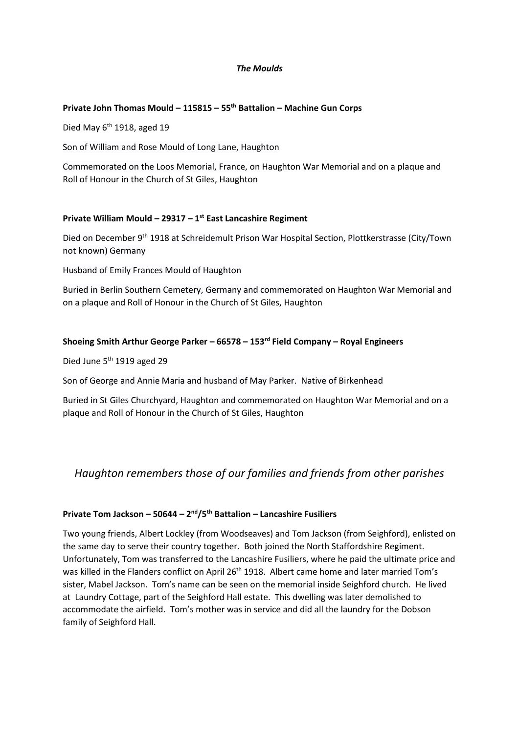***The Moulds***

**Private John Thomas Mould – 115815 – 55th Battalion – Machine Gun Corps**

Died May 6th 1918, aged 19

Son of William and Rose Mould of Long Lane, Haughton

Commemorated on the Loos Memorial, France, on Haughton War Memorial and on a plaque and Roll of Honour in the Church of St Giles, Haughton

**Private William Mould – 29317 – 1st East Lancashire Regiment**

Died on December 9th 1918 at Schreidemult Prison War Hospital Section, Plottkerstrasse (City/Town not known) Germany

Husband of Emily Frances Mould of Haughton

Buried in Berlin Southern Cemetery, Germany and commemorated on Haughton War Memorial and on a plaque and Roll of Honour in the Church of St Giles, Haughton

**Shoeing Smith Arthur George Parker – 66578 – 153rd Field Company – Royal Engineers**

Died June 5th 1919 aged 29

Son of George and Annie Maria and husband of May Parker. Native of Birkenhead

Buried in St Giles Churchyard, Haughton and commemorated on Haughton War Memorial and on a plaque and Roll of Honour in the Church of St Giles, Haughton

## *Haughton remembers those of our families and friends from other parishes*

**Private Tom Jackson – 50644 – 2nd/5th Battalion – Lancashire Fusiliers**

Two young friends, Albert Lockley (from Woodseaves) and Tom Jackson (from Seighford), enlisted on the same day to serve their country together. Both joined the North Staffordshire Regiment. Unfortunately, Tom was transferred to the Lancashire Fusiliers, where he paid the ultimate price and was killed in the Flanders conflict on April 26th 1918. Albert came home and later married Tom's sister, Mabel Jackson. Tom's name can be seen on the memorial inside Seighford church. He lived at Laundry Cottage, part of the Seighford Hall estate. This dwelling was later demolished to accommodate the airfield. Tom's mother was in service and did all the laundry for the Dobson family of Seighford Hall.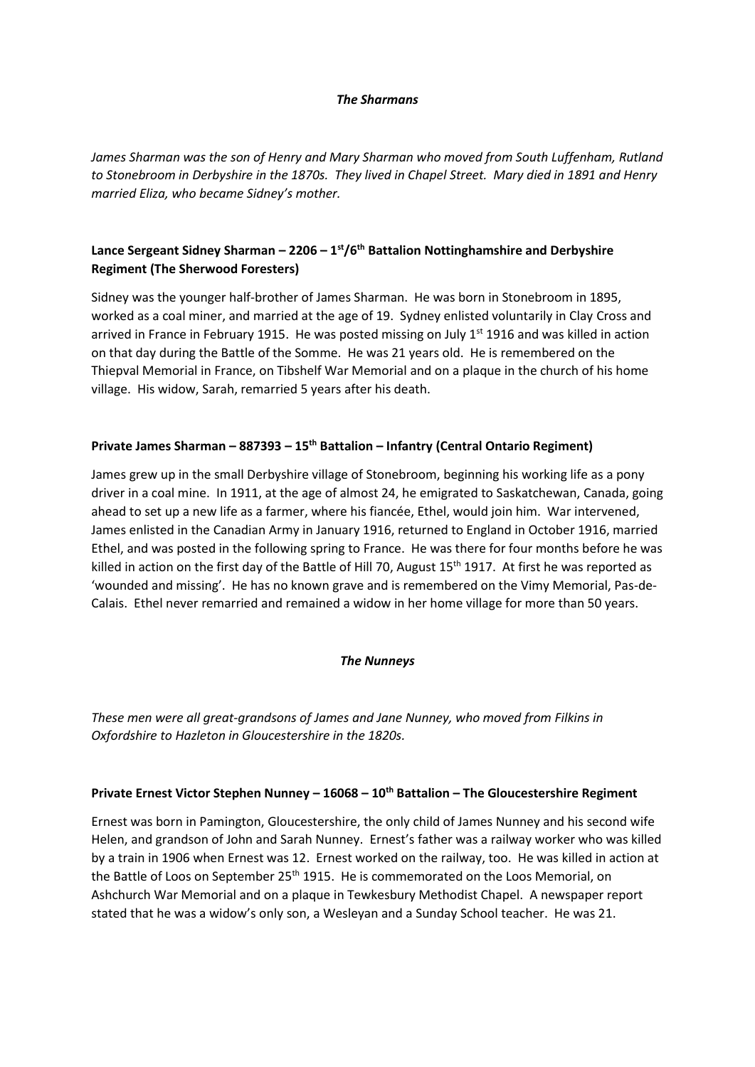*The Sharmans*

*James Sharman was the son of Henry and Mary Sharman who moved from South Luffenham, Rutland to Stonebroom in Derbyshire in the 1870s. They lived in Chapel Street. Mary died in 1891 and Henry married Eliza, who became Sidney's mother.*

**Lance Sergeant Sidney Sharman – 2206 – 1st/6th Battalion Nottinghamshire and Derbyshire Regiment (The Sherwood Foresters)**

Sidney was the younger half-brother of James Sharman. He was born in Stonebroom in 1895, worked as a coal miner, and married at the age of 19. Sydney enlisted voluntarily in Clay Cross and arrived in France in February 1915. He was posted missing on July 1st 1916 and was killed in action on that day during the Battle of the Somme. He was 21 years old. He is remembered on the Thiepval Memorial in France, on Tibshelf War Memorial and on a plaque in the church of his home village. His widow, Sarah, remarried 5 years after his death.

**Private James Sharman – 887393 – 15th Battalion – Infantry (Central Ontario Regiment)**

James grew up in the small Derbyshire village of Stonebroom, beginning his working life as a pony driver in a coal mine. In 1911, at the age of almost 24, he emigrated to Saskatchewan, Canada, going ahead to set up a new life as a farmer, where his fiancée, Ethel, would join him. War intervened, James enlisted in the Canadian Army in January 1916, returned to England in October 1916, married Ethel, and was posted in the following spring to France. He was there for four months before he was killed in action on the first day of the Battle of Hill 70, August 15th 1917. At first he was reported as 'wounded and missing'. He has no known grave and is remembered on the Vimy Memorial, Pas-de-Calais. Ethel never remarried and remained a widow in her home village for more than 50 years.

*The Nunneys*

*These men were all great-grandsons of James and Jane Nunney, who moved from Filkins in Oxfordshire to Hazleton in Gloucestershire in the 1820s.*

**Private Ernest Victor Stephen Nunney – 16068 – 10th Battalion – The Gloucestershire Regiment**

Ernest was born in Pamington, Gloucestershire, the only child of James Nunney and his second wife Helen, and grandson of John and Sarah Nunney. Ernest's father was a railway worker who was killed by a train in 1906 when Ernest was 12. Ernest worked on the railway, too. He was killed in action at the Battle of Loos on September 25th 1915. He is commemorated on the Loos Memorial, on Ashchurch War Memorial and on a plaque in Tewkesbury Methodist Chapel. A newspaper report stated that he was a widow's only son, a Wesleyan and a Sunday School teacher. He was 21.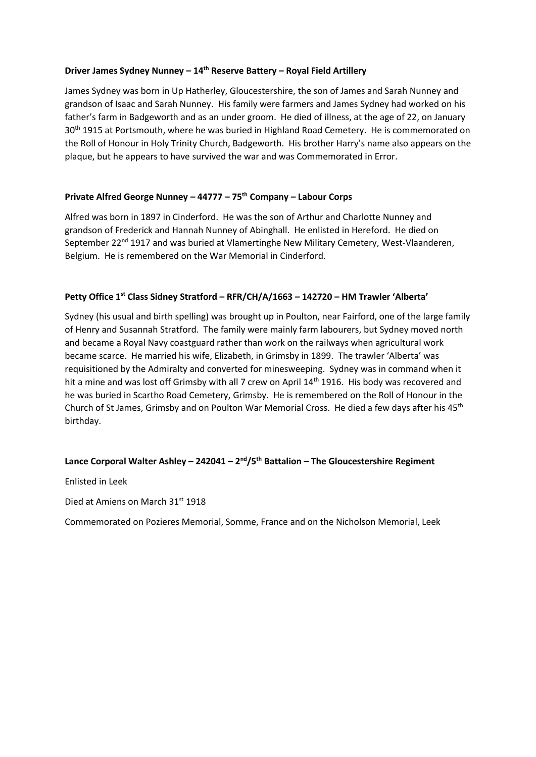**Driver James Sydney Nunney – 14th Reserve Battery – Royal Field Artillery**

James Sydney was born in Up Hatherley, Gloucestershire, the son of James and Sarah Nunney and grandson of Isaac and Sarah Nunney. His family were farmers and James Sydney had worked on his father's farm in Badgeworth and as an under groom. He died of illness, at the age of 22, on January 30th 1915 at Portsmouth, where he was buried in Highland Road Cemetery. He is commemorated on the Roll of Honour in Holy Trinity Church, Badgeworth. His brother Harry's name also appears on the plaque, but he appears to have survived the war and was Commemorated in Error.

**Private Alfred George Nunney – 44777 – 75th Company – Labour Corps**

Alfred was born in 1897 in Cinderford. He was the son of Arthur and Charlotte Nunney and grandson of Frederick and Hannah Nunney of Abinghall. He enlisted in Hereford. He died on September 22nd 1917 and was buried at Vlamertinghe New Military Cemetery, West-Vlaanderen, Belgium. He is remembered on the War Memorial in Cinderford.

**Petty Office 1st Class Sidney Stratford – RFR/CH/A/1663 – 142720 – HM Trawler 'Alberta'**

Sydney (his usual and birth spelling) was brought up in Poulton, near Fairford, one of the large family of Henry and Susannah Stratford. The family were mainly farm labourers, but Sydney moved north and became a Royal Navy coastguard rather than work on the railways when agricultural work became scarce. He married his wife, Elizabeth, in Grimsby in 1899. The trawler 'Alberta' was requisitioned by the Admiralty and converted for minesweeping. Sydney was in command when it hit a mine and was lost off Grimsby with all 7 crew on April 14th 1916. His body was recovered and he was buried in Scartho Road Cemetery, Grimsby. He is remembered on the Roll of Honour in the Church of St James, Grimsby and on Poulton War Memorial Cross. He died a few days after his 45th birthday.

**Lance Corporal Walter Ashley – 242041 – 2nd/5th Battalion – The Gloucestershire Regiment**

Enlisted in Leek

Died at Amiens on March 31st 1918

Commemorated on Pozieres Memorial, Somme, France and on the Nicholson Memorial, Leek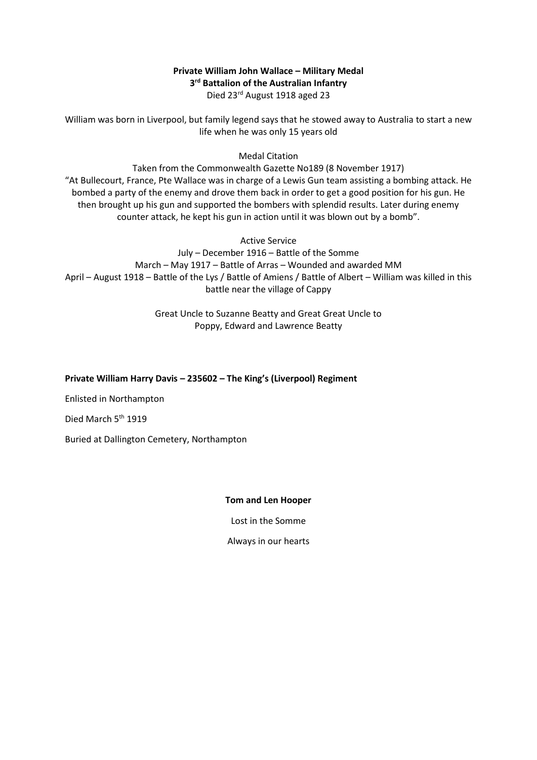**Private William John Wallace – Military Medal**
**3rd Battalion of the Australian Infantry**
Died 23rd August 1918 aged 23

William was born in Liverpool, but family legend says that he stowed away to Australia to start a new life when he was only 15 years old

Medal Citation
Taken from the Commonwealth Gazette No189 (8 November 1917)
"At Bullecourt, France, Pte Wallace was in charge of a Lewis Gun team assisting a bombing attack. He bombed a party of the enemy and drove them back in order to get a good position for his gun. He then brought up his gun and supported the bombers with splendid results. Later during enemy counter attack, he kept his gun in action until it was blown out by a bomb".

Active Service
July – December 1916 – Battle of the Somme
March – May 1917 – Battle of Arras – Wounded and awarded MM
April – August 1918 – Battle of the Lys / Battle of Amiens / Battle of Albert – William was killed in this battle near the village of Cappy

Great Uncle to Suzanne Beatty and Great Great Uncle to
Poppy, Edward and Lawrence Beatty

**Private William Harry Davis – 235602 – The King's (Liverpool) Regiment**

Enlisted in Northampton

Died March 5th 1919

Buried at Dallington Cemetery, Northampton

**Tom and Len Hooper**

Lost in the Somme

Always in our hearts